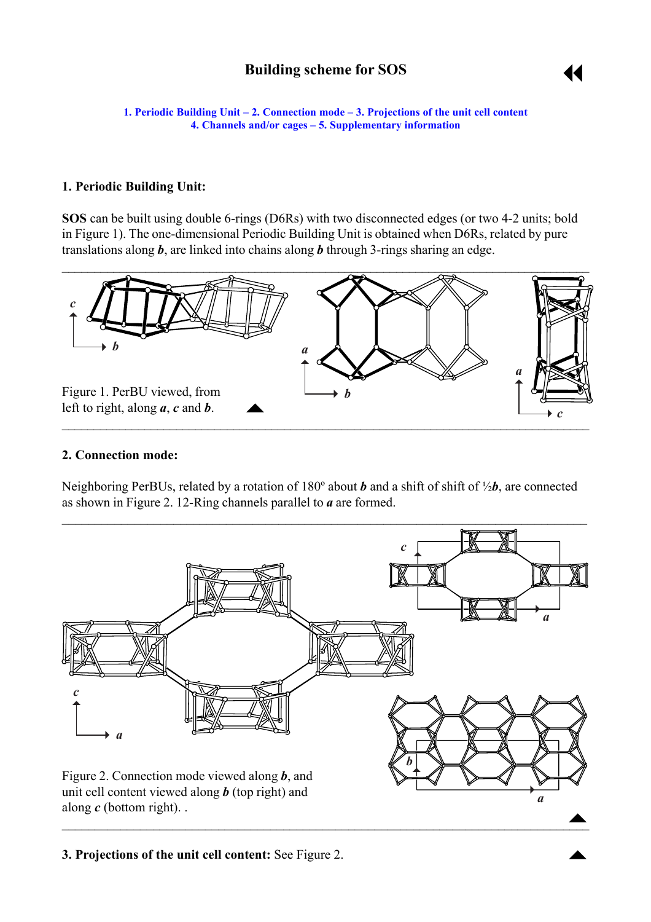# Building scheme for SOS

1. Periodic Building Unit – 2. Connection mode – 3. Projections of the unit cell content
4. Channels and/or cages – 5. Supplementary information

## 1. Periodic Building Unit:

**SOS** can be built using double 6-rings (D6Rs) with two disconnected edges (or two 4-2 units; bold in Figure 1). The one-dimensional Periodic Building Unit is obtained when D6Rs, related by pure translations along ***b***, are linked into chains along ***b*** through 3-rings sharing an edge.

Figure 1. PerBU viewed, from left to right, along ***a***, ***c*** and ***b***.

## 2. Connection mode:

Neighboring PerBUs, related by a rotation of 180º about ***b*** and a shift of shift of ½***b***, are connected as shown in Figure 2. 12-Ring channels parallel to ***a*** are formed.

Figure 2. Connection mode viewed along ***b***, and unit cell content viewed along ***b*** (top right) and along ***c*** (bottom right). .

**3. Projections of the unit cell content:** See Figure 2.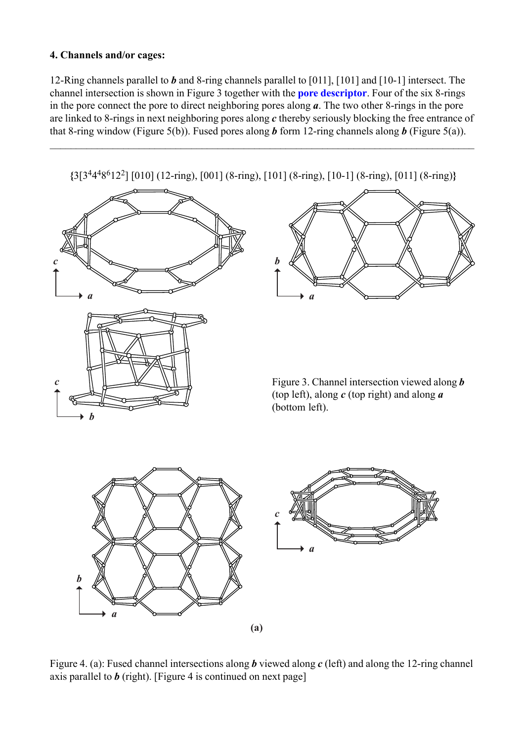### 4. Channels and/or cages:

12-Ring channels parallel to ***b*** and 8-ring channels parallel to [011], [101] and [10-1] intersect. The channel intersection is shown in Figure 3 together with the **pore descriptor**. Four of the six 8-rings in the pore connect the pore to direct neighboring pores along ***a***. The two other 8-rings in the pore are linked to 8-rings in next neighboring pores along ***c*** thereby seriously blocking the free entrance of that 8-ring window (Figure 5(b)). Fused pores along ***b*** form 12-ring channels along ***b*** (Figure 5(a)).

---

**{3[$3^4 4^4 8^6 12^2$] [010] (12-ring), [001] (8-ring), [101] (8-ring), [10-1] (8-ring), [011] (8-ring)}**

c
a

b
a

c
b

Figure 3. Channel intersection viewed along ***b*** (top left), along ***c*** (top right) and along ***a*** (bottom left).

b
a

c
a

**(a)**

Figure 4. (a): Fused channel intersections along ***b*** viewed along ***c*** (left) and along the 12-ring channel axis parallel to ***b*** (right). [Figure 4 is continued on next page]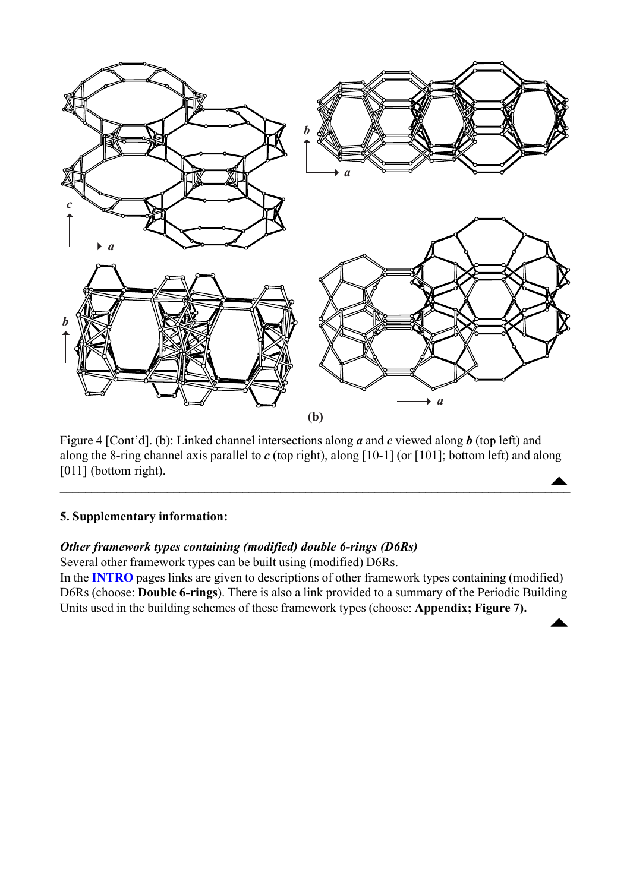c

a

b

a

b

a

(b)

Figure 4 [Cont'd]. (b): Linked channel intersections along ***a*** and ***c*** viewed along ***b*** (top left) and along the 8-ring channel axis parallel to ***c*** (top right), along [10-1] (or [101]; bottom left) and along [011] (bottom right).

---

### 5. Supplementary information:

***Other framework types containing (modified) double 6-rings (D6Rs)***

Several other framework types can be built using (modified) D6Rs.

In the **INTRO** pages links are given to descriptions of other framework types containing (modified) D6Rs (choose: **Double 6-rings**). There is also a link provided to a summary of the Periodic Building Units used in the building schemes of these framework types (choose: **Appendix; Figure 7).**